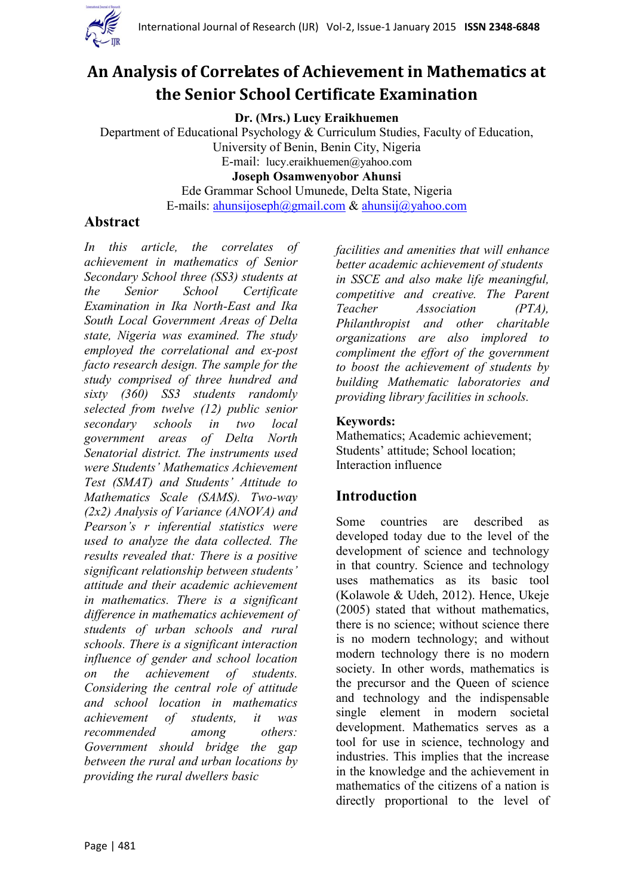# An Analysis of Correlates of Achievement in Mathematics at the Senior School Certificate Examination

**Dr. (Mrs.) Lucy Eraikhuemen**
Department of Educational Psychology & Curriculum Studies, Faculty of Education, University of Benin, Benin City, Nigeria
E-mail: lucy.eraikhuemen@yahoo.com

**Joseph Osamwenyobor Ahunsi**
Ede Grammar School Umunede, Delta State, Nigeria
E-mails: ahunsijoseph@gmail.com & ahunsij@yahoo.com

## Abstract

*In this article, the correlates of achievement in mathematics of Senior Secondary School three (SS3) students at the Senior School Certificate Examination in Ika North-East and Ika South Local Government Areas of Delta state, Nigeria was examined. The study employed the correlational and ex-post facto research design. The sample for the study comprised of three hundred and sixty (360) SS3 students randomly selected from twelve (12) public senior secondary schools in two local government areas of Delta North Senatorial district. The instruments used were Students' Mathematics Achievement Test (SMAT) and Students' Attitude to Mathematics Scale (SAMS). Two-way (2x2) Analysis of Variance (ANOVA) and Pearson's r inferential statistics were used to analyze the data collected. The results revealed that: There is a positive significant relationship between students' attitude and their academic achievement in mathematics. There is a significant difference in mathematics achievement of students of urban schools and rural schools. There is a significant interaction influence of gender and school location on the achievement of students. Considering the central role of attitude and school location in mathematics achievement of students, it was recommended among others: Government should bridge the gap between the rural and urban locations by providing the rural dwellers basic facilities and amenities that will enhance better academic achievement of students in SSCE and also make life meaningful, competitive and creative. The Parent Teacher Association (PTA), Philanthropist and other charitable organizations are also implored to compliment the effort of the government to boost the achievement of students by building Mathematic laboratories and providing library facilities in schools.*

**Keywords:**
Mathematics; Academic achievement; Students' attitude; School location; Interaction influence

## Introduction

Some countries are described as developed today due to the level of the development of science and technology in that country. Science and technology uses mathematics as its basic tool (Kolawole & Udeh, 2012). Hence, Ukeje (2005) stated that without mathematics, there is no science; without science there is no modern technology; and without modern technology there is no modern society. In other words, mathematics is the precursor and the Queen of science and technology and the indispensable single element in modern societal development. Mathematics serves as a tool for use in science, technology and industries. This implies that the increase in the knowledge and the achievement in mathematics of the citizens of a nation is directly proportional to the level of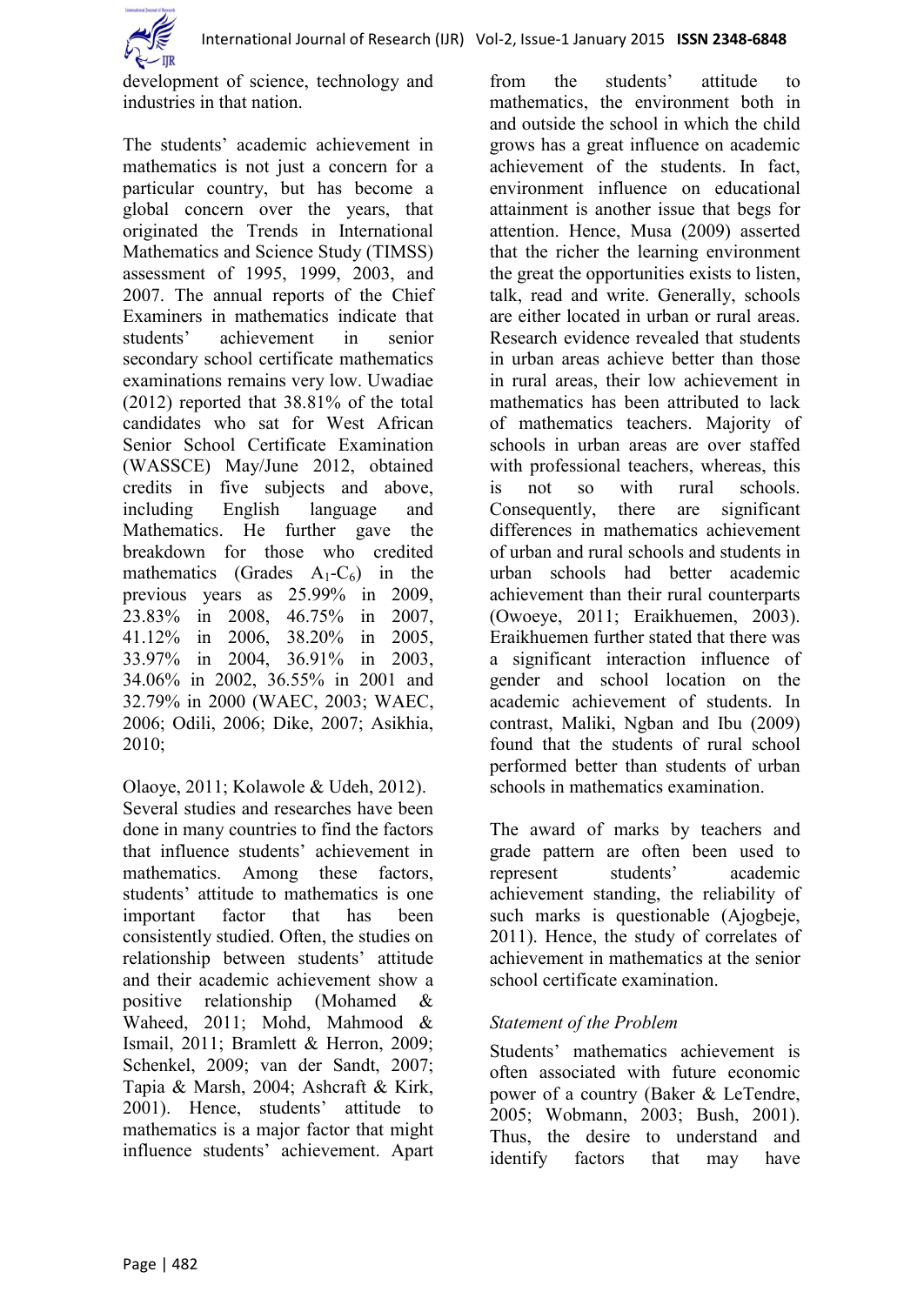development of science, technology and industries in that nation.

The students' academic achievement in mathematics is not just a concern for a particular country, but has become a global concern over the years, that originated the Trends in International Mathematics and Science Study (TIMSS) assessment of 1995, 1999, 2003, and 2007. The annual reports of the Chief Examiners in mathematics indicate that students' achievement in senior secondary school certificate mathematics examinations remains very low. Uwadiae (2012) reported that 38.81% of the total candidates who sat for West African Senior School Certificate Examination (WASSCE) May/June 2012, obtained credits in five subjects and above, including English language and Mathematics. He further gave the breakdown for those who credited mathematics (Grades $A_1$-$C_6$) in the previous years as 25.99% in 2009, 23.83% in 2008, 46.75% in 2007, 41.12% in 2006, 38.20% in 2005, 33.97% in 2004, 36.91% in 2003, 34.06% in 2002, 36.55% in 2001 and 32.79% in 2000 (WAEC, 2003; WAEC, 2006; Odili, 2006; Dike, 2007; Asikhia, 2010;

Olaoye, 2011; Kolawole & Udeh, 2012). Several studies and researches have been done in many countries to find the factors that influence students' achievement in mathematics. Among these factors, students' attitude to mathematics is one important factor that has been consistently studied. Often, the studies on relationship between students' attitude and their academic achievement show a positive relationship (Mohamed & Waheed, 2011; Mohd, Mahmood & Ismail, 2011; Bramlett & Herron, 2009; Schenkel, 2009; van der Sandt, 2007; Tapia & Marsh, 2004; Ashcraft & Kirk, 2001). Hence, students' attitude to mathematics is a major factor that might influence students' achievement. Apart from the students' attitude to mathematics, the environment both in and outside the school in which the child grows has a great influence on academic achievement of the students. In fact, environment influence on educational attainment is another issue that begs for attention. Hence, Musa (2009) asserted that the richer the learning environment the great the opportunities exists to listen, talk, read and write. Generally, schools are either located in urban or rural areas. Research evidence revealed that students in urban areas achieve better than those in rural areas, their low achievement in mathematics has been attributed to lack of mathematics teachers. Majority of schools in urban areas are over staffed with professional teachers, whereas, this is not so with rural schools. Consequently, there are significant differences in mathematics achievement of urban and rural schools and students in urban schools had better academic achievement than their rural counterparts (Owoeye, 2011; Eraikhuemen, 2003). Eraikhuemen further stated that there was a significant interaction influence of gender and school location on the academic achievement of students. In contrast, Maliki, Ngban and Ibu (2009) found that the students of rural school performed better than students of urban schools in mathematics examination.

The award of marks by teachers and grade pattern are often been used to represent students' academic achievement standing, the reliability of such marks is questionable (Ajogbeje, 2011). Hence, the study of correlates of achievement in mathematics at the senior school certificate examination.

### *Statement of the Problem*

Students' mathematics achievement is often associated with future economic power of a country (Baker & LeTendre, 2005; Wobmann, 2003; Bush, 2001). Thus, the desire to understand and identify factors that may have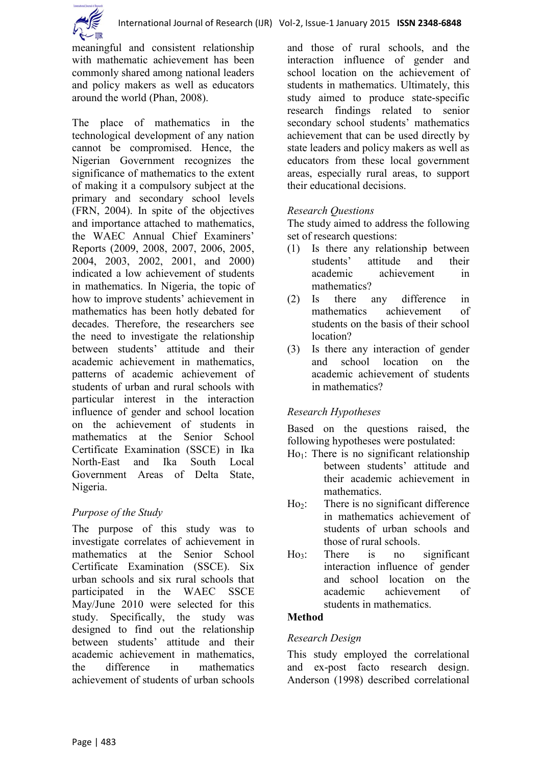meaningful and consistent relationship with mathematic achievement has been commonly shared among national leaders and policy makers as well as educators around the world (Phan, 2008).

The place of mathematics in the technological development of any nation cannot be compromised. Hence, the Nigerian Government recognizes the significance of mathematics to the extent of making it a compulsory subject at the primary and secondary school levels (FRN, 2004). In spite of the objectives and importance attached to mathematics, the WAEC Annual Chief Examiners' Reports (2009, 2008, 2007, 2006, 2005, 2004, 2003, 2002, 2001, and 2000) indicated a low achievement of students in mathematics. In Nigeria, the topic of how to improve students' achievement in mathematics has been hotly debated for decades. Therefore, the researchers see the need to investigate the relationship between students' attitude and their academic achievement in mathematics, patterns of academic achievement of students of urban and rural schools with particular interest in the interaction influence of gender and school location on the achievement of students in mathematics at the Senior School Certificate Examination (SSCE) in Ika North-East and Ika South Local Government Areas of Delta State, Nigeria.

*Purpose of the Study*

The purpose of this study was to investigate correlates of achievement in mathematics at the Senior School Certificate Examination (SSCE). Six urban schools and six rural schools that participated in the WAEC SSCE May/June 2010 were selected for this study. Specifically, the study was designed to find out the relationship between students' attitude and their academic achievement in mathematics, the difference in mathematics achievement of students of urban schools and those of rural schools, and the interaction influence of gender and school location on the achievement of students in mathematics. Ultimately, this study aimed to produce state-specific research findings related to senior secondary school students' mathematics achievement that can be used directly by state leaders and policy makers as well as educators from these local government areas, especially rural areas, to support their educational decisions.

*Research Questions*

The study aimed to address the following set of research questions:

(1) Is there any relationship between students' attitude and their academic achievement in mathematics?
(2) Is there any difference in mathematics achievement of students on the basis of their school location?
(3) Is there any interaction of gender and school location on the academic achievement of students in mathematics?

*Research Hypotheses*

Based on the questions raised, the following hypotheses were postulated:

$Ho_1$: There is no significant relationship between students' attitude and their academic achievement in mathematics.

$Ho_2$: There is no significant difference in mathematics achievement of students of urban schools and those of rural schools.

$Ho_3$: There is no significant interaction influence of gender and school location on the academic achievement of students in mathematics.

**Method**

*Research Design*

This study employed the correlational and ex-post facto research design. Anderson (1998) described correlational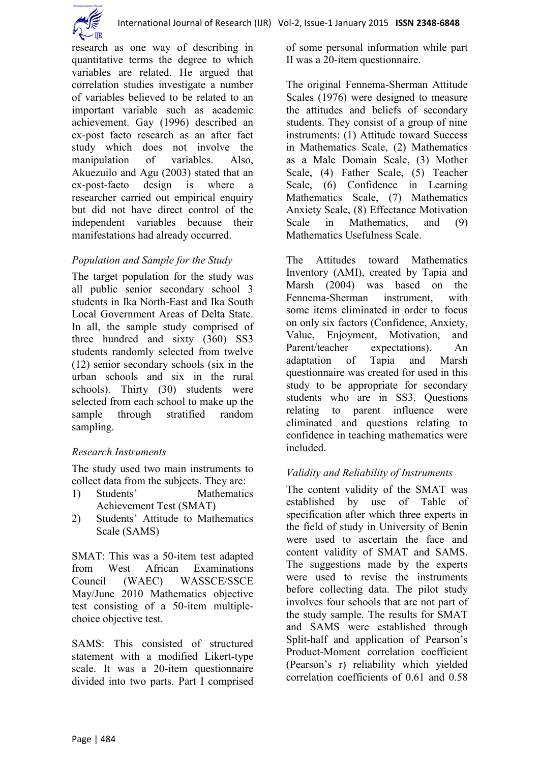research as one way of describing in quantitative terms the degree to which variables are related. He argued that correlation studies investigate a number of variables believed to be related to an important variable such as academic achievement. Gay (1996) described an ex-post facto research as an after fact study which does not involve the manipulation of variables. Also, Akuezuilo and Agu (2003) stated that an ex-post-facto design is where a researcher carried out empirical enquiry but did not have direct control of the independent variables because their manifestations had already occurred.

### *Population and Sample for the Study*

The target population for the study was all public senior secondary school 3 students in Ika North-East and Ika South Local Government Areas of Delta State. In all, the sample study comprised of three hundred and sixty (360) SS3 students randomly selected from twelve (12) senior secondary schools (six in the urban schools and six in the rural schools). Thirty (30) students were selected from each school to make up the sample through stratified random sampling.

### *Research Instruments*

The study used two main instruments to collect data from the subjects. They are:

1) Students' Mathematics Achievement Test (SMAT)
2) Students' Attitude to Mathematics Scale (SAMS)

SMAT: This was a 50-item test adapted from West African Examinations Council (WAEC) WASSCE/SSCE May/June 2010 Mathematics objective test consisting of a 50-item multiple-choice objective test.

SAMS: This consisted of structured statement with a modified Likert-type scale. It was a 20-item questionnaire divided into two parts. Part I comprised of some personal information while part II was a 20-item questionnaire.

The original Fennema-Sherman Attitude Scales (1976) were designed to measure the attitudes and beliefs of secondary students. They consist of a group of nine instruments: (1) Attitude toward Success in Mathematics Scale, (2) Mathematics as a Male Domain Scale, (3) Mother Scale, (4) Father Scale, (5) Teacher Scale, (6) Confidence in Learning Mathematics Scale, (7) Mathematics Anxiety Scale, (8) Effectance Motivation Scale in Mathematics, and (9) Mathematics Usefulness Scale.

The Attitudes toward Mathematics Inventory (AMI), created by Tapia and Marsh (2004) was based on the Fennema-Sherman instrument, with some items eliminated in order to focus on only six factors (Confidence, Anxiety, Value, Enjoyment, Motivation, and Parent/teacher expectations). An adaptation of Tapia and Marsh questionnaire was created for used in this study to be appropriate for secondary students who are in SS3. Questions relating to parent influence were eliminated and questions relating to confidence in teaching mathematics were included.

### *Validity and Reliability of Instruments*

The content validity of the SMAT was established by use of Table of specification after which three experts in the field of study in University of Benin were used to ascertain the face and content validity of SMAT and SAMS. The suggestions made by the experts were used to revise the instruments before collecting data. The pilot study involves four schools that are not part of the study sample. The results for SMAT and SAMS were established through Split-half and application of Pearson's Product-Moment correlation coefficient (Pearson's r) reliability which yielded correlation coefficients of 0.61 and 0.58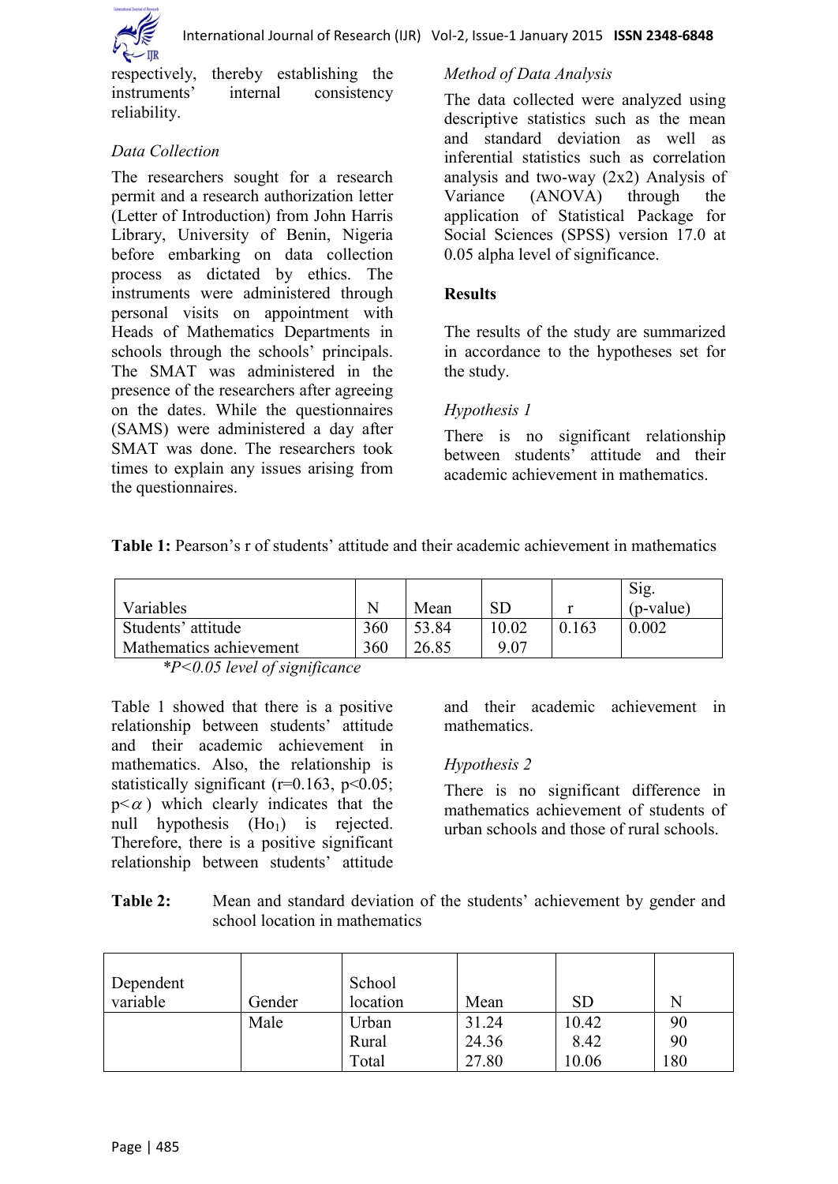respectively, thereby establishing the instruments' internal consistency reliability.

*Data Collection*

The researchers sought for a research permit and a research authorization letter (Letter of Introduction) from John Harris Library, University of Benin, Nigeria before embarking on data collection process as dictated by ethics. The instruments were administered through personal visits on appointment with Heads of Mathematics Departments in schools through the schools' principals. The SMAT was administered in the presence of the researchers after agreeing on the dates. While the questionnaires (SAMS) were administered a day after SMAT was done. The researchers took times to explain any issues arising from the questionnaires.

*Method of Data Analysis*

The data collected were analyzed using descriptive statistics such as the mean and standard deviation as well as inferential statistics such as correlation analysis and two-way (2x2) Analysis of Variance (ANOVA) through the application of Statistical Package for Social Sciences (SPSS) version 17.0 at 0.05 alpha level of significance.

**Results**

The results of the study are summarized in accordance to the hypotheses set for the study.

*Hypothesis 1*

There is no significant relationship between students' attitude and their academic achievement in mathematics.

**Table 1:** Pearson's r of students' attitude and their academic achievement in mathematics

| Variables | N | Mean | SD | r | Sig. (p-value) |
|---|---|---|---|---|---|
| Students' attitude | 360 | 53.84 | 10.02 | 0.163 | 0.002 |
| Mathematics achievement | 360 | 26.85 | 9.07 | | |

*$*P<0.05$ level of significance*

Table 1 showed that there is a positive relationship between students' attitude and their academic achievement in mathematics. Also, the relationship is statistically significant ($r=0.163$, $p<0.05$; $p<\alpha$) which clearly indicates that the null hypothesis ($Ho_1$) is rejected. Therefore, there is a positive significant relationship between students' attitude and their academic achievement in mathematics.

*Hypothesis 2*

There is no significant difference in mathematics achievement of students of urban schools and those of rural schools.

**Table 2:** Mean and standard deviation of the students' achievement by gender and school location in mathematics

| Dependent variable | Gender | School location | Mean | SD | N |
|---|---|---|---|---|---|
| | Male | Urban | 31.24 | 10.42 | 90 |
| | | Rural | 24.36 | 8.42 | 90 |
| | | Total | 27.80 | 10.06 | 180 |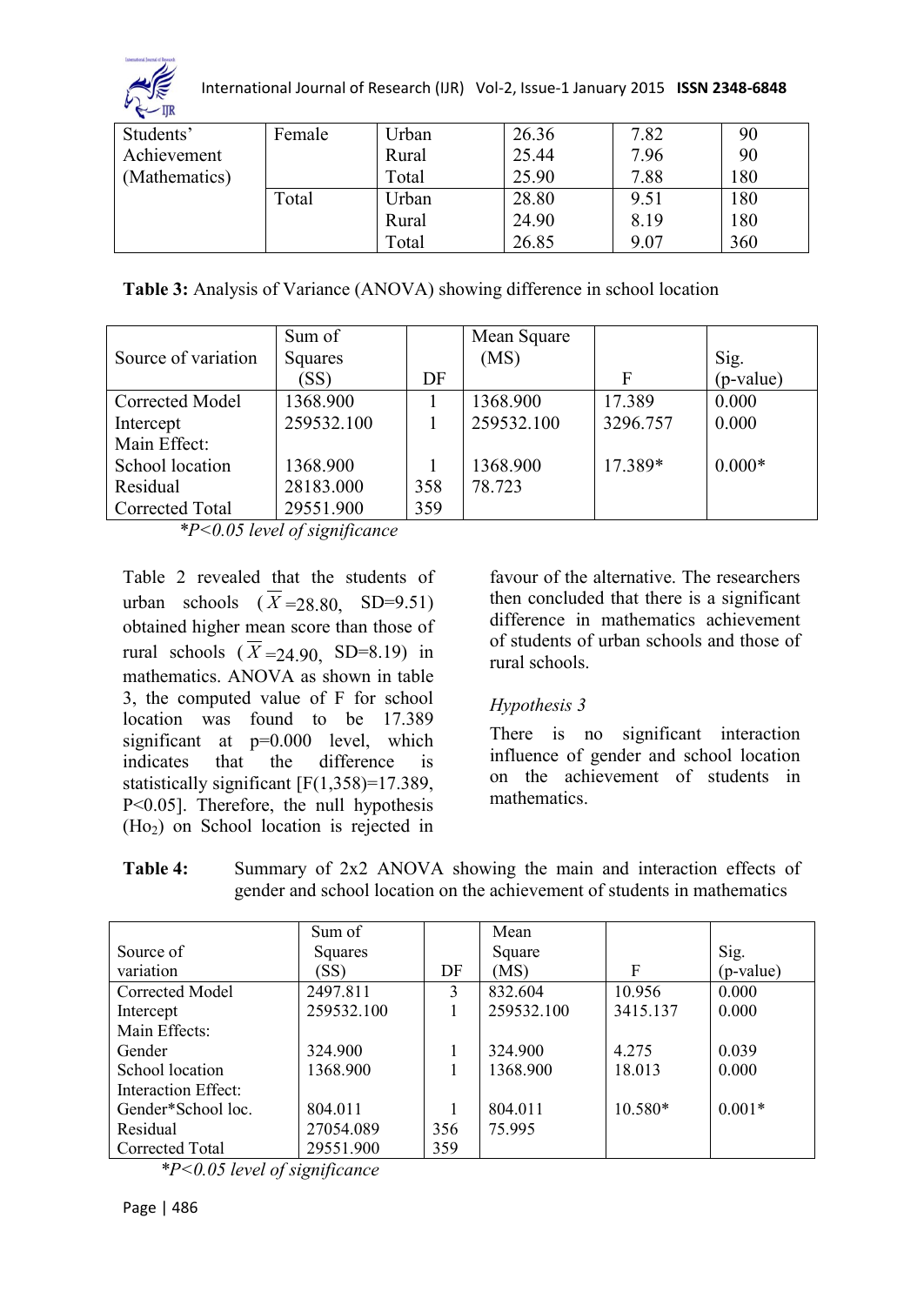| | | | | | |
|---|---|---|---|---|---|
| Students' Achievement (Mathematics) | Female | Urban | 26.36 | 7.82 | 90 |
| | | Rural | 25.44 | 7.96 | 90 |
| | | Total | 25.90 | 7.88 | 180 |
| | Total | Urban | 28.80 | 9.51 | 180 |
| | | Rural | 24.90 | 8.19 | 180 |
| | | Total | 26.85 | 9.07 | 360 |

**Table 3:** Analysis of Variance (ANOVA) showing difference in school location

| Source of variation | Sum of Squares (SS) | DF | Mean Square (MS) | F | Sig. (p-value) |
|---|---|---|---|---|---|
| Corrected Model | 1368.900 | 1 | 1368.900 | 17.389 | 0.000 |
| Intercept | 259532.100 | 1 | 259532.100 | 3296.757 | 0.000 |
| Main Effect: | | | | | |
| School location | 1368.900 | 1 | 1368.900 | 17.389* | 0.000* |
| Residual | 28183.000 | 358 | 78.723 | | |
| Corrected Total | 29551.900 | 359 | | | |

*$P<0.05$ level of significance*

Table 2 revealed that the students of urban schools ($\overline{X}$=28.80, SD=9.51) obtained higher mean score than those of rural schools ($\overline{X}$=24.90, SD=8.19) in mathematics. ANOVA as shown in table 3, the computed value of F for school location was found to be 17.389 significant at p=0.000 level, which indicates that the difference is statistically significant [$F(1,358)=17.389$, $P<0.05$]. Therefore, the null hypothesis ($Ho_2$) on School location is rejected in favour of the alternative. The researchers then concluded that there is a significant difference in mathematics achievement of students of urban schools and those of rural schools.

*Hypothesis 3*

There is no significant interaction influence of gender and school location on the achievement of students in mathematics.

**Table 4:** Summary of 2x2 ANOVA showing the main and interaction effects of gender and school location on the achievement of students in mathematics

| Source of variation | Sum of Squares (SS) | DF | Mean Square (MS) | F | Sig. (p-value) |
|---|---|---|---|---|---|
| Corrected Model | 2497.811 | 3 | 832.604 | 10.956 | 0.000 |
| Intercept | 259532.100 | 1 | 259532.100 | 3415.137 | 0.000 |
| Main Effects: | | | | | |
| Gender | 324.900 | 1 | 324.900 | 4.275 | 0.039 |
| School location | 1368.900 | 1 | 1368.900 | 18.013 | 0.000 |
| Interaction Effect: | | | | | |
| Gender*School loc. | 804.011 | 1 | 804.011 | 10.580* | 0.001* |
| Residual | 27054.089 | 356 | 75.995 | | |
| Corrected Total | 29551.900 | 359 | | | |

*$P<0.05$ level of significance*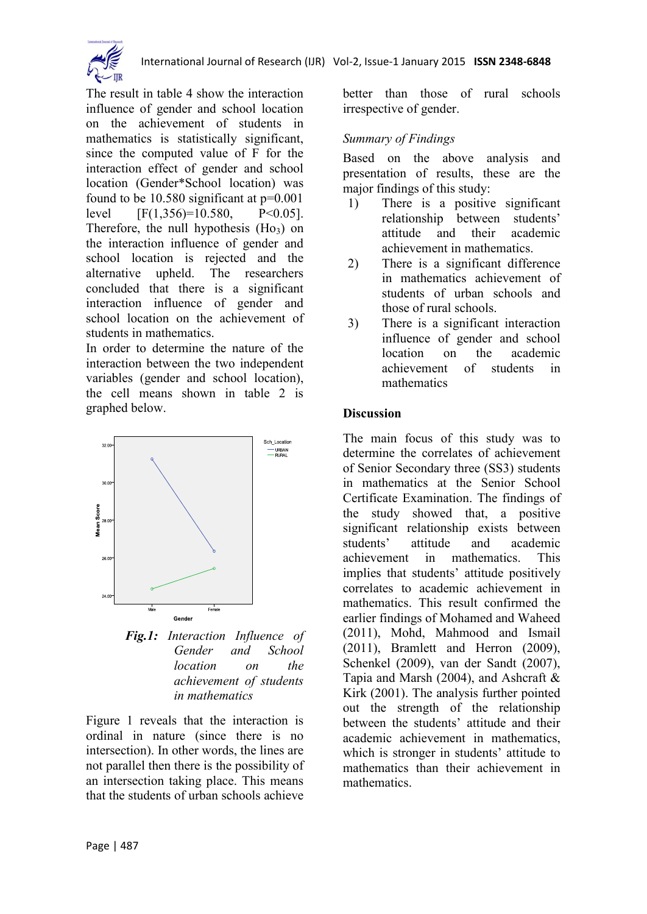The result in table 4 show the interaction influence of gender and school location on the achievement of students in mathematics is statistically significant, since the computed value of F for the interaction effect of gender and school location (Gender*School location) was found to be 10.580 significant at p=0.001 level [$F(1,356)=10.580$, $P<0.05$]. Therefore, the null hypothesis ($Ho_3$) on the interaction influence of gender and school location is rejected and the alternative upheld. The researchers concluded that there is a significant interaction influence of gender and school location on the achievement of students in mathematics.

In order to determine the nature of the interaction between the two independent variables (gender and school location), the cell means shown in table 2 is graphed below.

Sch_Location
URBAN
RURAL
32.00
30.00
28.00
26.00
24.00
Mean Score
Male
Female
Gender

***Fig.1:*** *Interaction Influence of Gender and School location on the achievement of students in mathematics*

Figure 1 reveals that the interaction is ordinal in nature (since there is no intersection). In other words, the lines are not parallel then there is the possibility of an intersection taking place. This means that the students of urban schools achieve better than those of rural schools irrespective of gender.

*Summary of Findings*

Based on the above analysis and presentation of results, these are the major findings of this study:

1) There is a positive significant relationship between students' attitude and their academic achievement in mathematics.
2) There is a significant difference in mathematics achievement of students of urban schools and those of rural schools.
3) There is a significant interaction influence of gender and school location on the academic achievement of students in mathematics

**Discussion**

The main focus of this study was to determine the correlates of achievement of Senior Secondary three (SS3) students in mathematics at the Senior School Certificate Examination. The findings of the study showed that, a positive significant relationship exists between students' attitude and academic achievement in mathematics. This implies that students' attitude positively correlates to academic achievement in mathematics. This result confirmed the earlier findings of Mohamed and Waheed (2011), Mohd, Mahmood and Ismail (2011), Bramlett and Herron (2009), Schenkel (2009), van der Sandt (2007), Tapia and Marsh (2004), and Ashcraft & Kirk (2001). The analysis further pointed out the strength of the relationship between the students' attitude and their academic achievement in mathematics, which is stronger in students' attitude to mathematics than their achievement in mathematics.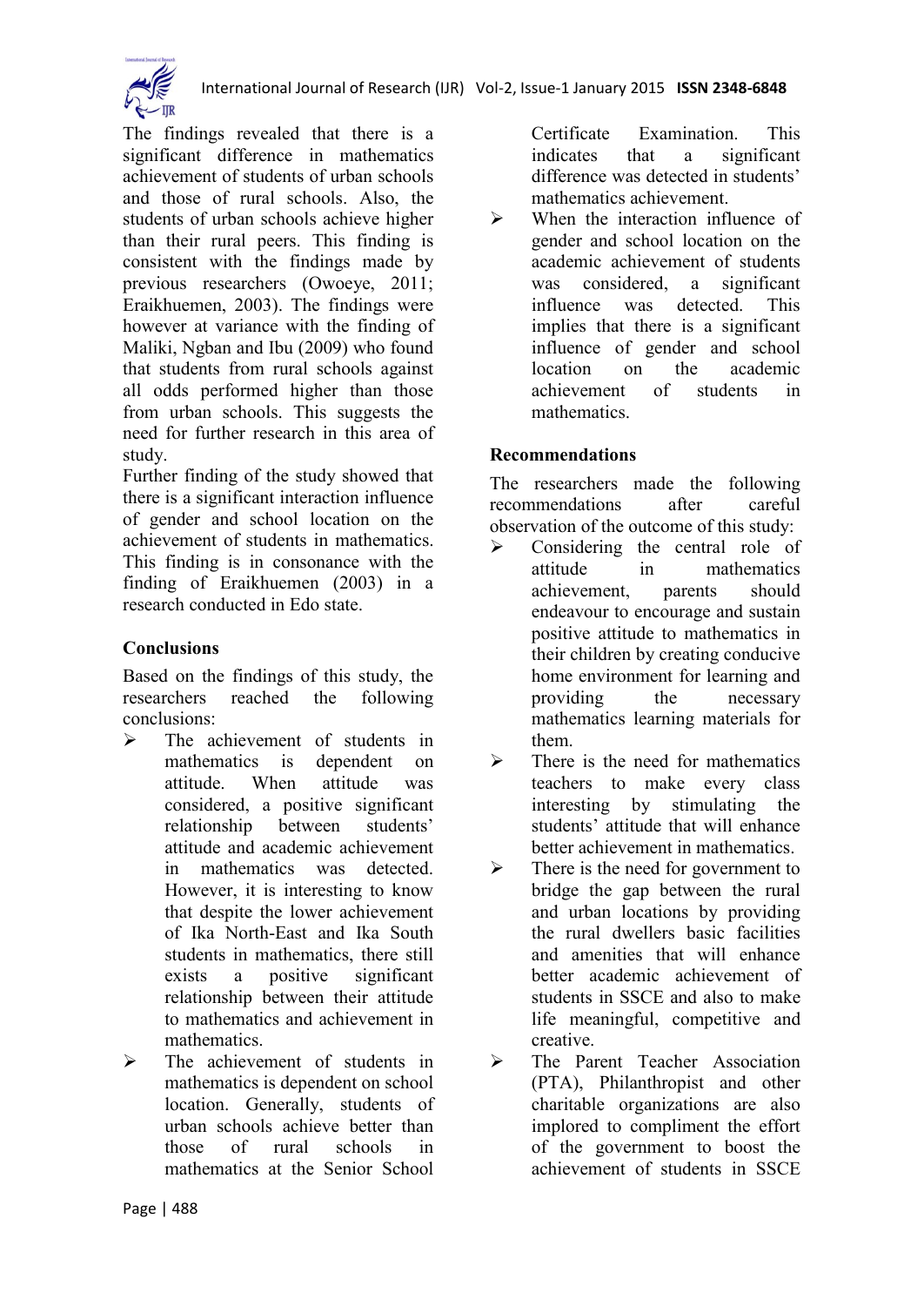The findings revealed that there is a significant difference in mathematics achievement of students of urban schools and those of rural schools. Also, the students of urban schools achieve higher than their rural peers. This finding is consistent with the findings made by previous researchers (Owoeye, 2011; Eraikhuemen, 2003). The findings were however at variance with the finding of Maliki, Ngban and Ibu (2009) who found that students from rural schools against all odds performed higher than those from urban schools. This suggests the need for further research in this area of study.

Further finding of the study showed that there is a significant interaction influence of gender and school location on the achievement of students in mathematics. This finding is in consonance with the finding of Eraikhuemen (2003) in a research conducted in Edo state.

### Conclusions

Based on the findings of this study, the researchers reached the following conclusions:

- The achievement of students in mathematics is dependent on attitude. When attitude was considered, a positive significant relationship between students' attitude and academic achievement in mathematics was detected. However, it is interesting to know that despite the lower achievement of Ika North-East and Ika South students in mathematics, there still exists a positive significant relationship between their attitude to mathematics and achievement in mathematics.
- The achievement of students in mathematics is dependent on school location. Generally, students of urban schools achieve better than those of rural schools in mathematics at the Senior School Certificate Examination. This indicates that a significant difference was detected in students' mathematics achievement.
- When the interaction influence of gender and school location on the academic achievement of students was considered, a significant influence was detected. This implies that there is a significant influence of gender and school location on the academic achievement of students in mathematics.

### Recommendations

The researchers made the following recommendations after careful observation of the outcome of this study:

- Considering the central role of attitude in mathematics achievement, parents should endeavour to encourage and sustain positive attitude to mathematics in their children by creating conducive home environment for learning and providing the necessary mathematics learning materials for them.
- There is the need for mathematics teachers to make every class interesting by stimulating the students' attitude that will enhance better achievement in mathematics.
- There is the need for government to bridge the gap between the rural and urban locations by providing the rural dwellers basic facilities and amenities that will enhance better academic achievement of students in SSCE and also to make life meaningful, competitive and creative.
- The Parent Teacher Association (PTA), Philanthropist and other charitable organizations are also implored to compliment the effort of the government to boost the achievement of students in SSCE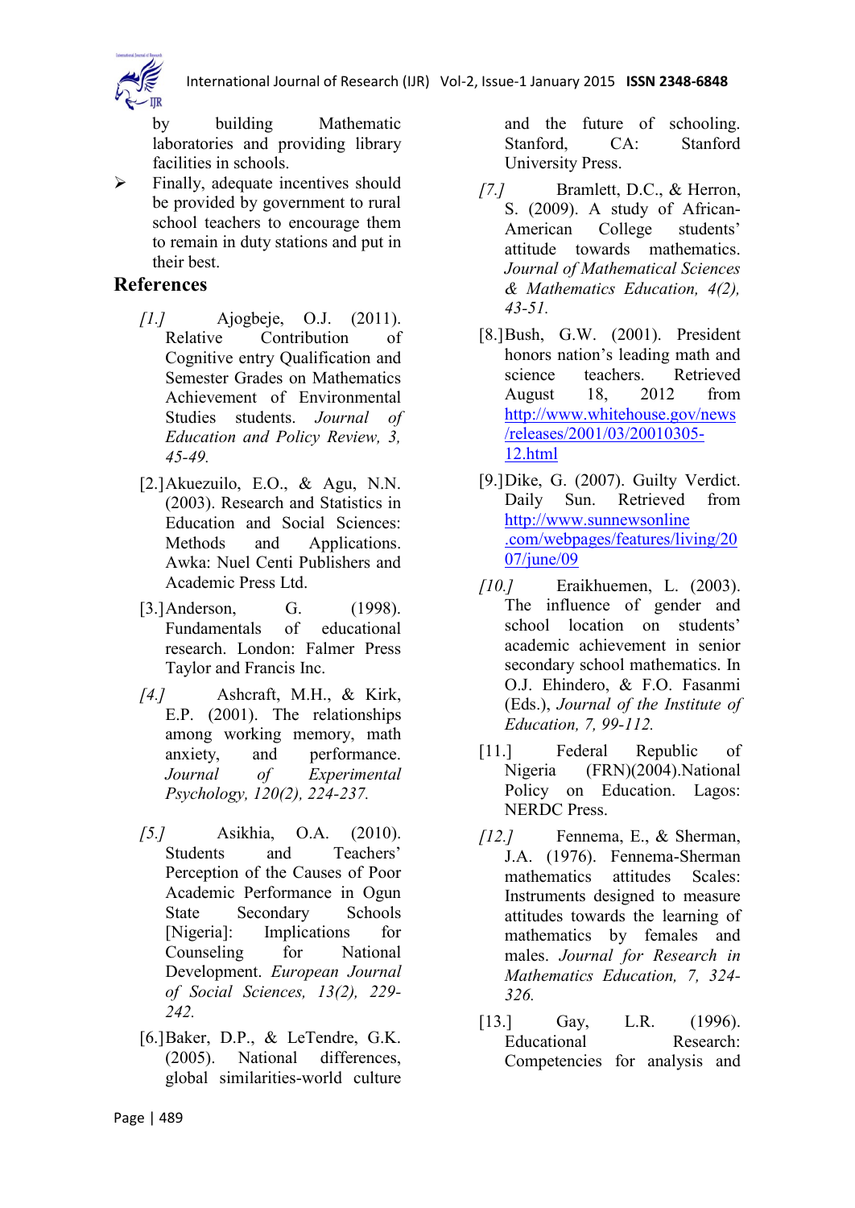by building Mathematic laboratories and providing library facilities in schools.

- Finally, adequate incentives should be provided by government to rural school teachers to encourage them to remain in duty stations and put in their best.

## References

*[1.]* Ajogbeje, O.J. (2011). Relative Contribution of Cognitive entry Qualification and Semester Grades on Mathematics Achievement of Environmental Studies students. *Journal of Education and Policy Review, 3, 45-49.*

[2.] Akuezuilo, E.O., & Agu, N.N. (2003). Research and Statistics in Education and Social Sciences: Methods and Applications. Awka: Nuel Centi Publishers and Academic Press Ltd.

[3.] Anderson, G. (1998). Fundamentals of educational research. London: Falmer Press Taylor and Francis Inc.

*[4.]* Ashcraft, M.H., & Kirk, E.P. (2001). The relationships among working memory, math anxiety, and performance. *Journal of Experimental Psychology, 120(2), 224-237.*

*[5.]* Asikhia, O.A. (2010). Students and Teachers' Perception of the Causes of Poor Academic Performance in Ogun State Secondary Schools [Nigeria]: Implications for Counseling for National Development. *European Journal of Social Sciences, 13(2), 229-242.*

[6.] Baker, D.P., & LeTendre, G.K. (2005). National differences, global similarities-world culture and the future of schooling. Stanford, CA: Stanford University Press.

*[7.]* Bramlett, D.C., & Herron, S. (2009). A study of African-American College students' attitude towards mathematics. *Journal of Mathematical Sciences & Mathematics Education, 4(2), 43-51.*

[8.] Bush, G.W. (2001). President honors nation's leading math and science teachers. Retrieved August 18, 2012 from http://www.whitehouse.gov/news/releases/2001/03/20010305-12.html

[9.] Dike, G. (2007). Guilty Verdict. Daily Sun. Retrieved from http://www.sunnewsonline.com/webpages/features/living/2007/june/09

*[10.]* Eraikhuemen, L. (2003). The influence of gender and school location on students' academic achievement in senior secondary school mathematics. In O.J. Ehindero, & F.O. Fasanmi (Eds.), *Journal of the Institute of Education, 7, 99-112.*

[11.] Federal Republic of Nigeria (FRN)(2004).National Policy on Education. Lagos: NERDC Press.

*[12.]* Fennema, E., & Sherman, J.A. (1976). Fennema-Sherman mathematics attitudes Scales: Instruments designed to measure attitudes towards the learning of mathematics by females and males. *Journal for Research in Mathematics Education, 7, 324-326.*

[13.] Gay, L.R. (1996). Educational Research: Competencies for analysis and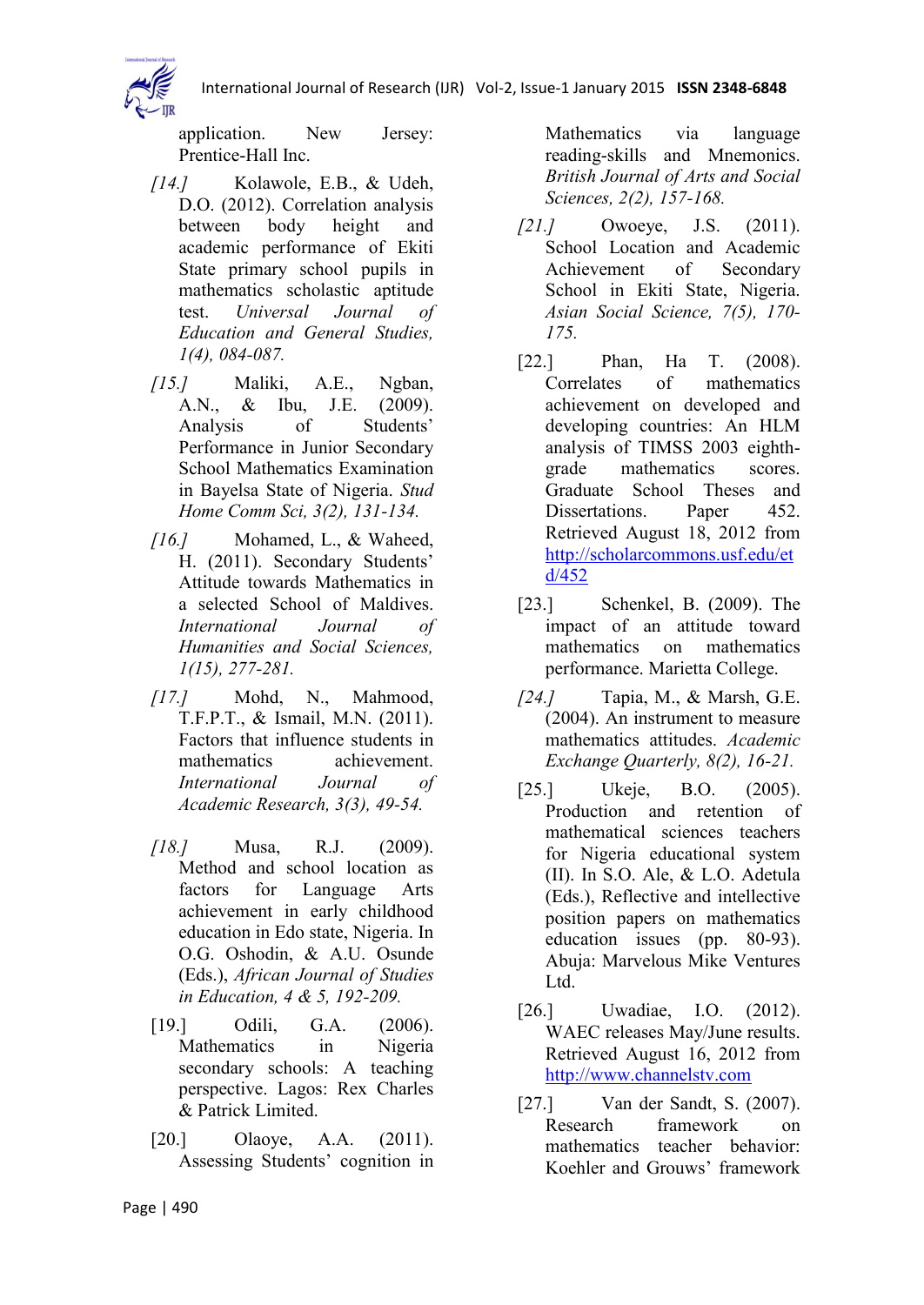application. New Jersey: Prentice-Hall Inc.

*[14.]* Kolawole, E.B., & Udeh, D.O. (2012). Correlation analysis between body height and academic performance of Ekiti State primary school pupils in mathematics scholastic aptitude test. *Universal Journal of Education and General Studies, 1(4), 084-087.*

*[15.]* Maliki, A.E., Ngban, A.N., & Ibu, J.E. (2009). Analysis of Students' Performance in Junior Secondary School Mathematics Examination in Bayelsa State of Nigeria. *Stud Home Comm Sci, 3(2), 131-134.*

*[16.]* Mohamed, L., & Waheed, H. (2011). Secondary Students' Attitude towards Mathematics in a selected School of Maldives. *International Journal of Humanities and Social Sciences, 1(15), 277-281.*

*[17.]* Mohd, N., Mahmood, T.F.P.T., & Ismail, M.N. (2011). Factors that influence students in mathematics achievement. *International Journal of Academic Research, 3(3), 49-54.*

*[18.]* Musa, R.J. (2009). Method and school location as factors for Language Arts achievement in early childhood education in Edo state, Nigeria. In O.G. Oshodin, & A.U. Osunde (Eds.), *African Journal of Studies in Education, 4 & 5, 192-209.*

[19.] Odili, G.A. (2006). Mathematics in Nigeria secondary schools: A teaching perspective. Lagos: Rex Charles & Patrick Limited.

[20.] Olaoye, A.A. (2011). Assessing Students' cognition in Mathematics via language reading-skills and Mnemonics. *British Journal of Arts and Social Sciences, 2(2), 157-168.*

*[21.]* Owoeye, J.S. (2011). School Location and Academic Achievement of Secondary School in Ekiti State, Nigeria. *Asian Social Science, 7(5), 170-175.*

[22.] Phan, Ha T. (2008). Correlates of mathematics achievement on developed and developing countries: An HLM analysis of TIMSS 2003 eighth-grade mathematics scores. Graduate School Theses and Dissertations. Paper 452. Retrieved August 18, 2012 from http://scholarcommons.usf.edu/etd/452

[23.] Schenkel, B. (2009). The impact of an attitude toward mathematics on mathematics performance. Marietta College.

*[24.]* Tapia, M., & Marsh, G.E. (2004). An instrument to measure mathematics attitudes. *Academic Exchange Quarterly, 8(2), 16-21.*

[25.] Ukeje, B.O. (2005). Production and retention of mathematical sciences teachers for Nigeria educational system (II). In S.O. Ale, & L.O. Adetula (Eds.), Reflective and intellective position papers on mathematics education issues (pp. 80-93). Abuja: Marvelous Mike Ventures Ltd.

[26.] Uwadiae, I.O. (2012). WAEC releases May/June results. Retrieved August 16, 2012 from http://www.channelstv.com

[27.] Van der Sandt, S. (2007). Research framework on mathematics teacher behavior: Koehler and Grouws' framework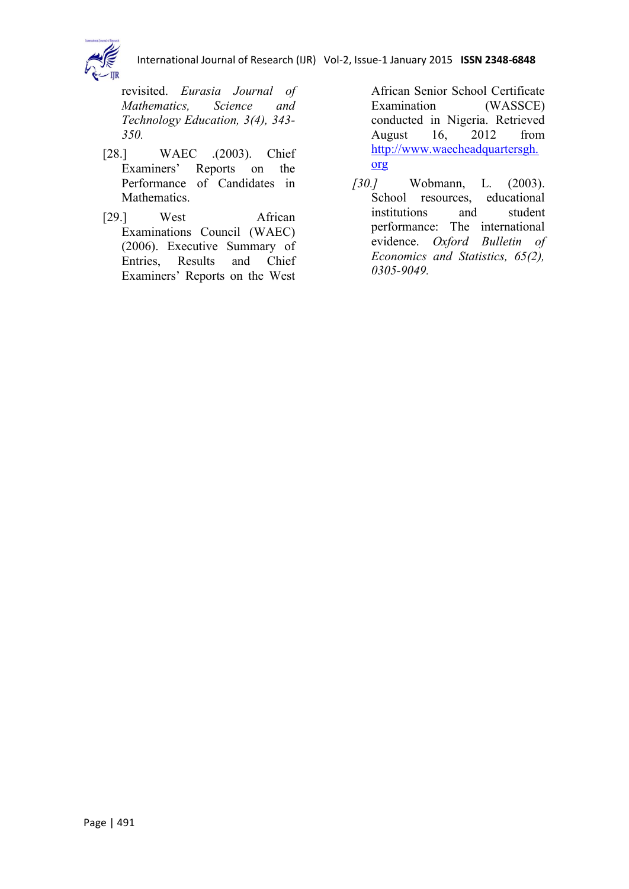revisited. *Eurasia Journal of Mathematics, Science and Technology Education, 3(4), 343-350.*

[28.] WAEC .(2003). Chief Examiners' Reports on the Performance of Candidates in Mathematics.

[29.] West African Examinations Council (WAEC) (2006). Executive Summary of Entries, Results and Chief Examiners' Reports on the West African Senior School Certificate Examination (WASSCE) conducted in Nigeria. Retrieved August 16, 2012 from http://www.waecheadquartersgh.org

*[30.]* Wobmann, L. (2003). School resources, educational institutions and student performance: The international evidence. *Oxford Bulletin of Economics and Statistics, 65(2), 0305-9049.*